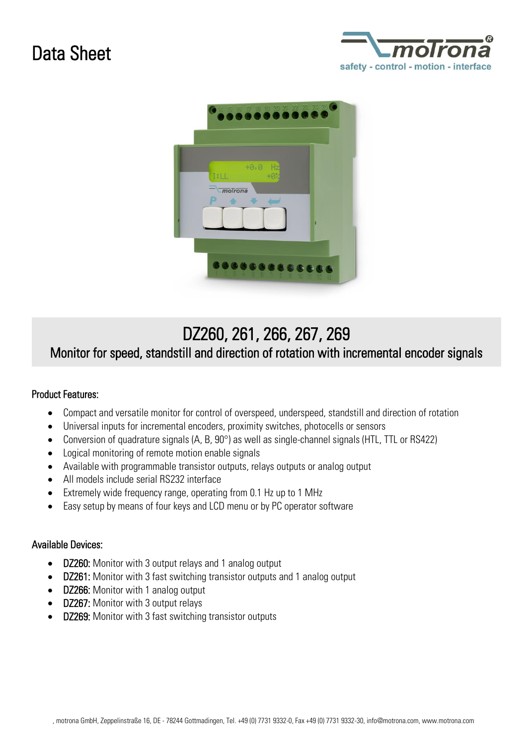# Data Sheet

## DZ260, 261, 266, 267, 269

### Monitor for speed, standstill and direction of rotation with incremental encoder signals

**Product Features:**

- Compact and versatile monitor for control of overspeed, underspeed, standstill and direction of rotation
- Universal inputs for incremental encoders, proximity switches, photocells or sensors
- Conversion of quadrature signals (A, B, 90°) as well as single-channel signals (HTL, TTL or RS422)
- Logical monitoring of remote motion enable signals
- Available with programmable transistor outputs, relays outputs or analog output
- All models include serial RS232 interface
- Extremely wide frequency range, operating from 0.1 Hz up to 1 MHz
- Easy setup by means of four keys and LCD menu or by PC operator software

**Available Devices:**

- **DZ260:** Monitor with 3 output relays and 1 analog output
- **DZ261:** Monitor with 3 fast switching transistor outputs and 1 analog output
- **DZ266:** Monitor with 1 analog output
- **DZ267:** Monitor with 3 output relays
- **DZ269:** Monitor with 3 fast switching transistor outputs

, motrona GmbH, Zeppelinstraße 16, DE - 78244 Gottmadingen, Tel. +49 (0) 7731 9332-0, Fax +49 (0) 7731 9332-30, info@motrona.com, www.motrona.com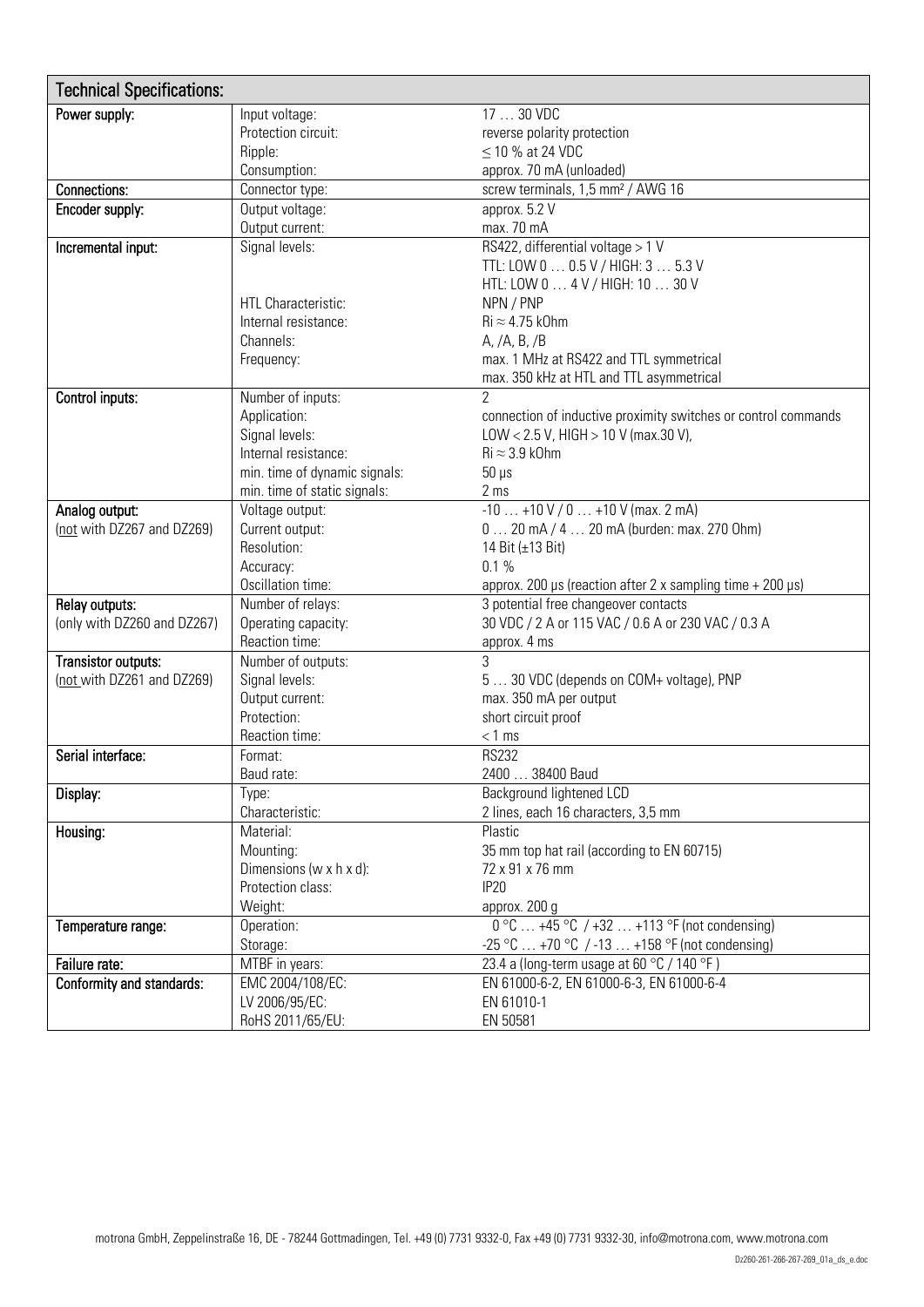| Technical Specifications: | | |
| --- | --- | --- |
| **Power supply:** | Input voltage: | 17 … 30 VDC |
| | Protection circuit: | reverse polarity protection |
| | Ripple: | ≤ 10 % at 24 VDC |
| | Consumption: | approx. 70 mA (unloaded) |
| **Connections:** | Connector type: | screw terminals, 1,5 mm² / AWG 16 |
| **Encoder supply:** | Output voltage: | approx. 5.2 V |
| | Output current: | max. 70 mA |
| **Incremental input:** | Signal levels: | RS422, differential voltage > 1 V |
| | | TTL: LOW 0 … 0.5 V / HIGH: 3 … 5.3 V |
| | | HTL: LOW 0 … 4 V / HIGH: 10 … 30 V |
| | HTL Characteristic: | NPN / PNP |
| | Internal resistance: | Ri ≈ 4.75 kOhm |
| | Channels: | A, /A, B, /B |
| | Frequency: | max. 1 MHz at RS422 and TTL symmetrical |
| | | max. 350 kHz at HTL and TTL asymmetrical |
| **Control inputs:** | Number of inputs: | 2 |
| | Application: | connection of inductive proximity switches or control commands |
| | Signal levels: | LOW < 2.5 V, HIGH > 10 V (max.30 V), |
| | Internal resistance: | Ri ≈ 3.9 kOhm |
| | min. time of dynamic signals: | 50 µs |
| | min. time of static signals: | 2 ms |
| **Analog output:** | Voltage output: | -10 … +10 V / 0 … +10 V (max. 2 mA) |
| (not with DZ267 and DZ269) | Current output: | 0 … 20 mA / 4 … 20 mA (burden: max. 270 Ohm) |
| | Resolution: | 14 Bit (±13 Bit) |
| | Accuracy: | 0.1 % |
| | Oscillation time: | approx. 200 µs (reaction after 2 x sampling time + 200 µs) |
| **Relay outputs:** | Number of relays: | 3 potential free changeover contacts |
| (only with DZ260 and DZ267) | Operating capacity: | 30 VDC / 2 A or 115 VAC / 0.6 A or 230 VAC / 0.3 A |
| | Reaction time: | approx. 4 ms |
| **Transistor outputs:** | Number of outputs: | 3 |
| (not with DZ261 and DZ269) | Signal levels: | 5 … 30 VDC (depends on COM+ voltage), PNP |
| | Output current: | max. 350 mA per output |
| | Protection: | short circuit proof |
| | Reaction time: | < 1 ms |
| **Serial interface:** | Format: | RS232 |
| | Baud rate: | 2400 … 38400 Baud |
| **Display:** | Type: | Background lightened LCD |
| | Characteristic: | 2 lines, each 16 characters, 3,5 mm |
| **Housing:** | Material: | Plastic |
| | Mounting: | 35 mm top hat rail (according to EN 60715) |
| | Dimensions (w x h x d): | 72 x 91 x 76 mm |
| | Protection class: | IP20 |
| | Weight: | approx. 200 g |
| **Temperature range:** | Operation: | 0 °C … +45 °C / +32 … +113 °F (not condensing) |
| | Storage: | -25 °C … +70 °C / -13 … +158 °F (not condensing) |
| **Failure rate:** | MTBF in years: | 23.4 a (long-term usage at 60 °C / 140 °F ) |
| **Conformity and standards:** | EMC 2004/108/EC: | EN 61000-6-2, EN 61000-6-3, EN 61000-6-4 |
| | LV 2006/95/EC: | EN 61010-1 |
| | RoHS 2011/65/EU: | EN 50581 |

motrona GmbH, Zeppelinstraße 16, DE - 78244 Gottmadingen, Tel. +49 (0) 7731 9332-0, Fax +49 (0) 7731 9332-30, info@motrona.com, www.motrona.com

Dz260-261-266-267-269_01a_ds_e.doc